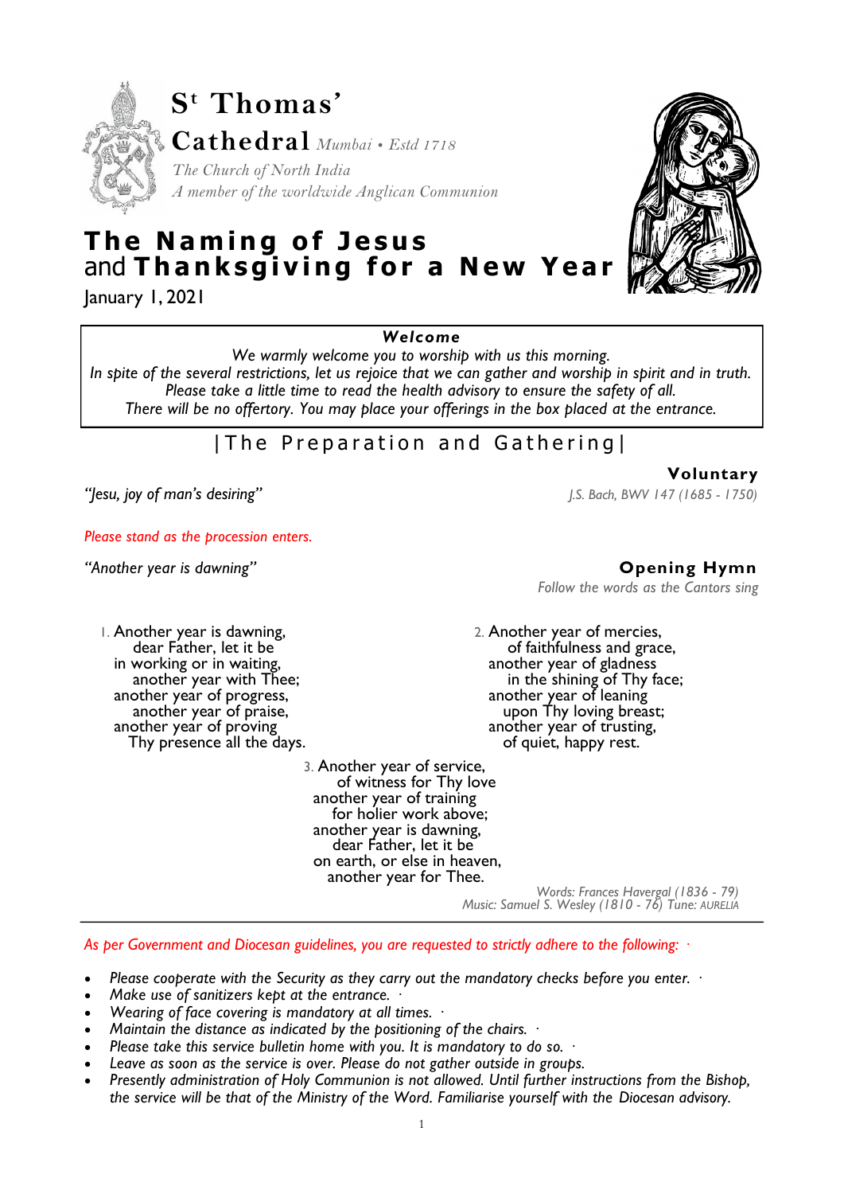# S[t] Thomas' Cathedral *Mumbai • Estd 1718*

*The Church of North India*
*A member of the worldwide Anglican Communion*

# The Naming of Jesus and Thanksgiving for a New Year

January 1, 2021

---

***Welcome***

*We warmly welcome you to worship with us this morning.*
*In spite of the several restrictions, let us rejoice that we can gather and worship in spirit and in truth.*
*Please take a little time to read the health advisory to ensure the safety of all.*
*There will be no offertory. You may place your offerings in the box placed at the entrance.*

## |The Preparation and Gathering|

### Voluntary

*"Jesu, joy of man's desiring"* — *J.S. Bach, BWV 147 (1685 - 1750)*

*Please stand as the procession enters.*

### Opening Hymn

*"Another year is dawning"*

*Follow the words as the Cantors sing*

1. Another year is dawning,
   dear Father, let it be
   in working or in waiting,
   another year with Thee;
   another year of progress,
   another year of praise,
   another year of proving
   Thy presence all the days.

2. Another year of mercies,
   of faithfulness and grace,
   another year of gladness
   in the shining of Thy face;
   another year of leaning
   upon Thy loving breast;
   another year of trusting,
   of quiet, happy rest.

3. Another year of service,
   of witness for Thy love
   another year of training
   for holier work above;
   another year is dawning,
   dear Father, let it be
   on earth, or else in heaven,
   another year for Thee.

*Words: Frances Havergal (1836 - 79)*
*Music: Samuel S. Wesley (1810 - 76) Tune: AURELIA*

---

*As per Government and Diocesan guidelines, you are requested to strictly adhere to the following:*

- *Please cooperate with the Security as they carry out the mandatory checks before you enter.*
- *Make use of sanitizers kept at the entrance.*
- *Wearing of face covering is mandatory at all times.*
- *Maintain the distance as indicated by the positioning of the chairs.*
- *Please take this service bulletin home with you. It is mandatory to do so.*
- *Leave as soon as the service is over. Please do not gather outside in groups.*
- *Presently administration of Holy Communion is not allowed. Until further instructions from the Bishop, the service will be that of the Ministry of the Word. Familiarise yourself with the Diocesan advisory.*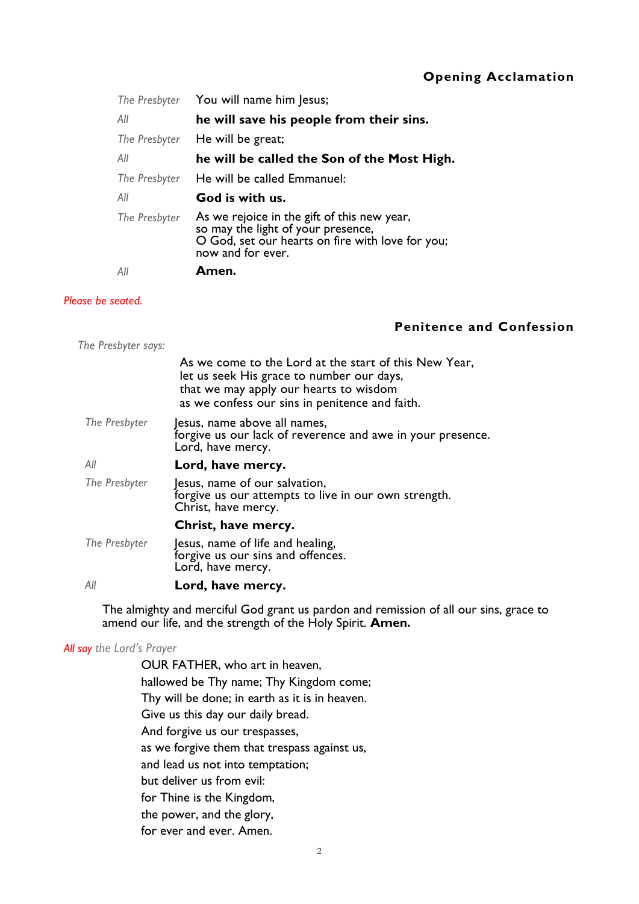## Opening Acclamation

*The Presbyter* You will name him Jesus;

*All* **he will save his people from their sins.**

*The Presbyter* He will be great;

*All* **he will be called the Son of the Most High.**

*The Presbyter* He will be called Emmanuel:

*All* **God is with us.**

*The Presbyter* As we rejoice in the gift of this new year,
so may the light of your presence,
O God, set our hearts on fire with love for you;
now and for ever.

*All* **Amen.**

*Please be seated.*

## Penitence and Confession

*The Presbyter says:*

As we come to the Lord at the start of this New Year,
let us seek His grace to number our days,
that we may apply our hearts to wisdom
as we confess our sins in penitence and faith.

*The Presbyter* Jesus, name above all names,
forgive us our lack of reverence and awe in your presence.
Lord, have mercy.

*All* **Lord, have mercy.**

*The Presbyter* Jesus, name of our salvation,
forgive us our attempts to live in our own strength.
Christ, have mercy.

**Christ, have mercy.**

*The Presbyter* Jesus, name of life and healing,
forgive us our sins and offences.
Lord, have mercy.

*All* **Lord, have mercy.**

The almighty and merciful God grant us pardon and remission of all our sins, grace to amend our life, and the strength of the Holy Spirit. **Amen.**

*All say the Lord's Prayer*

OUR FATHER, who art in heaven,
hallowed be Thy name; Thy Kingdom come;
Thy will be done; in earth as it is in heaven.
Give us this day our daily bread.
And forgive us our trespasses,
as we forgive them that trespass against us,
and lead us not into temptation;
but deliver us from evil:
for Thine is the Kingdom,
the power, and the glory,
for ever and ever. Amen.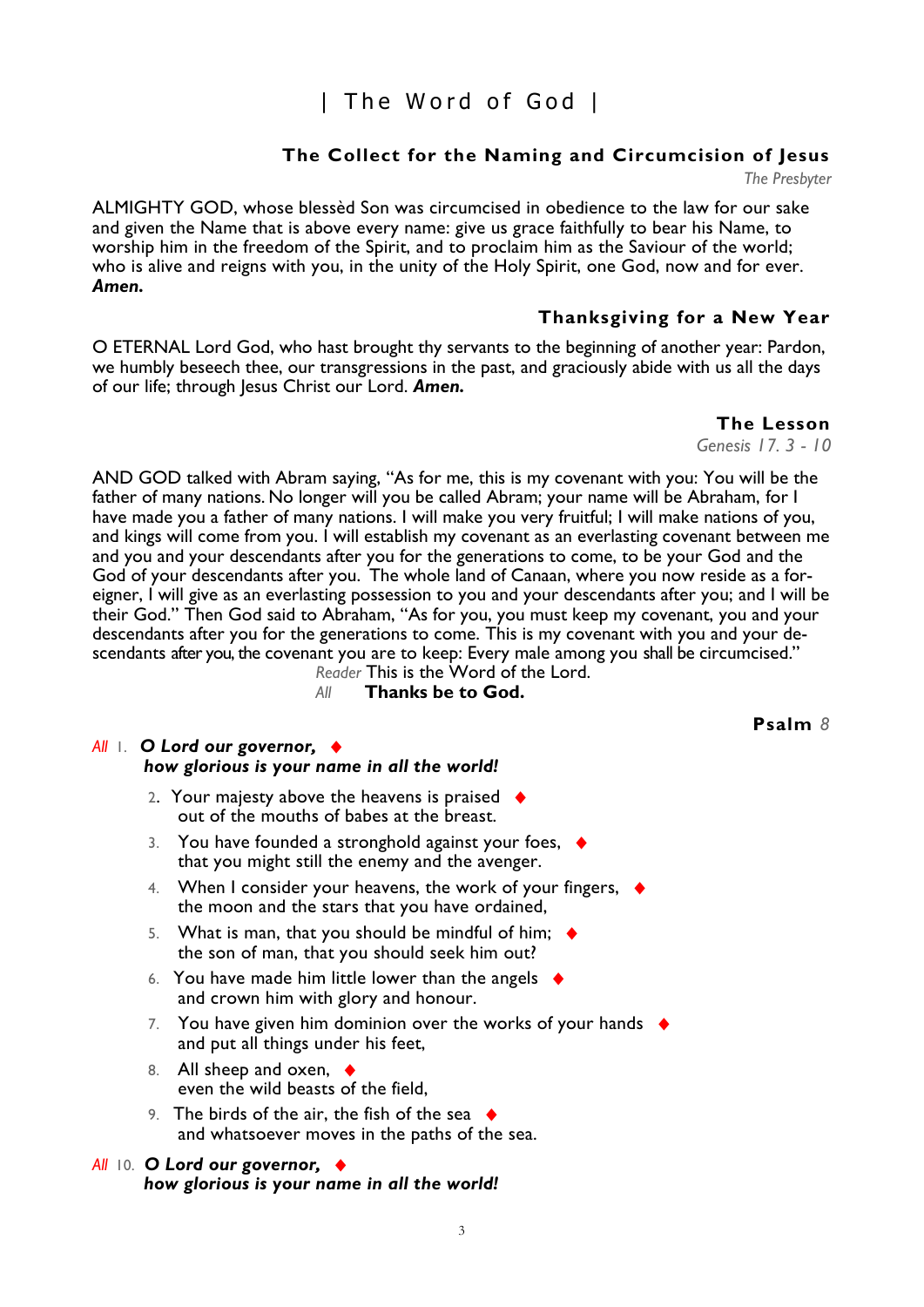# | The Word of God |

### The Collect for the Naming and Circumcision of Jesus

*The Presbyter*

ALMIGHTY GOD, whose blessèd Son was circumcised in obedience to the law for our sake and given the Name that is above every name: give us grace faithfully to bear his Name, to worship him in the freedom of the Spirit, and to proclaim him as the Saviour of the world; who is alive and reigns with you, in the unity of the Holy Spirit, one God, now and for ever. ***Amen.***

### Thanksgiving for a New Year

O ETERNAL Lord God, who hast brought thy servants to the beginning of another year: Pardon, we humbly beseech thee, our transgressions in the past, and graciously abide with us all the days of our life; through Jesus Christ our Lord. ***Amen.***

### The Lesson

*Genesis 17. 3 - 10*

AND GOD talked with Abram saying, "As for me, this is my covenant with you: You will be the father of many nations. No longer will you be called Abram; your name will be Abraham, for I have made you a father of many nations. I will make you very fruitful; I will make nations of you, and kings will come from you. I will establish my covenant as an everlasting covenant between me and you and your descendants after you for the generations to come, to be your God and the God of your descendants after you. The whole land of Canaan, where you now reside as a foreigner, I will give as an everlasting possession to you and your descendants after you; and I will be their God." Then God said to Abraham, "As for you, you must keep my covenant, you and your descendants after you for the generations to come. This is my covenant with you and your descendants after you, the covenant you are to keep: Every male among you shall be circumcised."

*Reader* This is the Word of the Lord.
*All* **Thanks be to God.**

### Psalm *8*

*All* 1. ***O Lord our governor,*** ♦
***how glorious is your name in all the world!***

2. Your majesty above the heavens is praised ♦
out of the mouths of babes at the breast.

3. You have founded a stronghold against your foes, ♦
that you might still the enemy and the avenger.

4. When I consider your heavens, the work of your fingers, ♦
the moon and the stars that you have ordained,

5. What is man, that you should be mindful of him; ♦
the son of man, that you should seek him out?

6. You have made him little lower than the angels ♦
and crown him with glory and honour.

7. You have given him dominion over the works of your hands ♦
and put all things under his feet,

8. All sheep and oxen, ♦
even the wild beasts of the field,

9. The birds of the air, the fish of the sea ♦
and whatsoever moves in the paths of the sea.

*All* 10. ***O Lord our governor,*** ♦
***how glorious is your name in all the world!***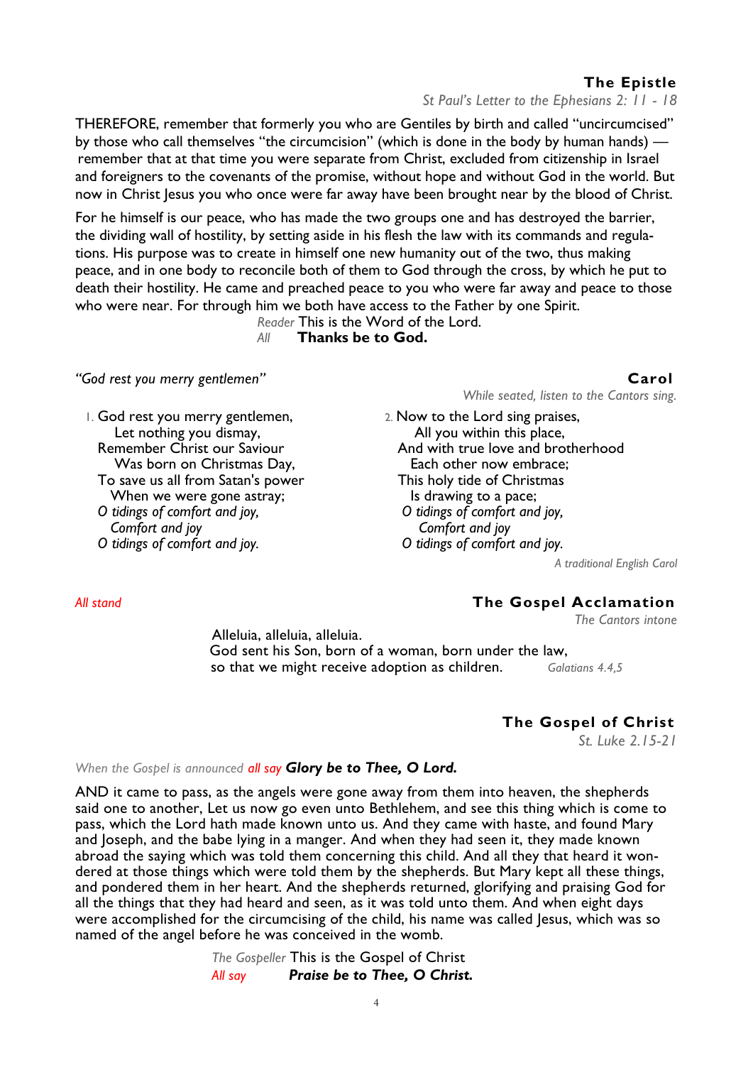## The Epistle

*St Paul's Letter to the Ephesians 2: 11 - 18*

THEREFORE, remember that formerly you who are Gentiles by birth and called "uncircumcised" by those who call themselves "the circumcision" (which is done in the body by human hands) — remember that at that time you were separate from Christ, excluded from citizenship in Israel and foreigners to the covenants of the promise, without hope and without God in the world. But now in Christ Jesus you who once were far away have been brought near by the blood of Christ.

For he himself is our peace, who has made the two groups one and has destroyed the barrier, the dividing wall of hostility, by setting aside in his flesh the law with its commands and regulations. His purpose was to create in himself one new humanity out of the two, thus making peace, and in one body to reconcile both of them to God through the cross, by which he put to death their hostility. He came and preached peace to you who were far away and peace to those who were near. For through him we both have access to the Father by one Spirit.

*Reader* This is the Word of the Lord.
*All* **Thanks be to God.**

## Carol

*"God rest you merry gentlemen"*

*While seated, listen to the Cantors sing.*

1. God rest you merry gentlemen,
 Let nothing you dismay,
 Remember Christ our Saviour
 Was born on Christmas Day,
 To save us all from Satan's power
 When we were gone astray;
 *O tidings of comfort and joy,*
 *Comfort and joy*
 *O tidings of comfort and joy.*

2. Now to the Lord sing praises,
 All you within this place,
 And with true love and brotherhood
 Each other now embrace;
 This holy tide of Christmas
 Is drawing to a pace;
 *O tidings of comfort and joy,*
 *Comfort and joy*
 *O tidings of comfort and joy.*

*A traditional English Carol*

## The Gospel Acclamation

*All stand*

*The Cantors intone*

Alleluia, alleluia, alleluia.
God sent his Son, born of a woman, born under the law,
so that we might receive adoption as children. *Galatians 4.4,5*

## The Gospel of Christ

*St. Luke 2.15-21*

*When the Gospel is announced all say* ***Glory be to Thee, O Lord.***

AND it came to pass, as the angels were gone away from them into heaven, the shepherds said one to another, Let us now go even unto Bethlehem, and see this thing which is come to pass, which the Lord hath made known unto us. And they came with haste, and found Mary and Joseph, and the babe lying in a manger. And when they had seen it, they made known abroad the saying which was told them concerning this child. And all they that heard it wondered at those things which were told them by the shepherds. But Mary kept all these things, and pondered them in her heart. And the shepherds returned, glorifying and praising God for all the things that they had heard and seen, as it was told unto them. And when eight days were accomplished for the circumcising of the child, his name was called Jesus, which was so named of the angel before he was conceived in the womb.

*The Gospeller* This is the Gospel of Christ
*All say* ***Praise be to Thee, O Christ.***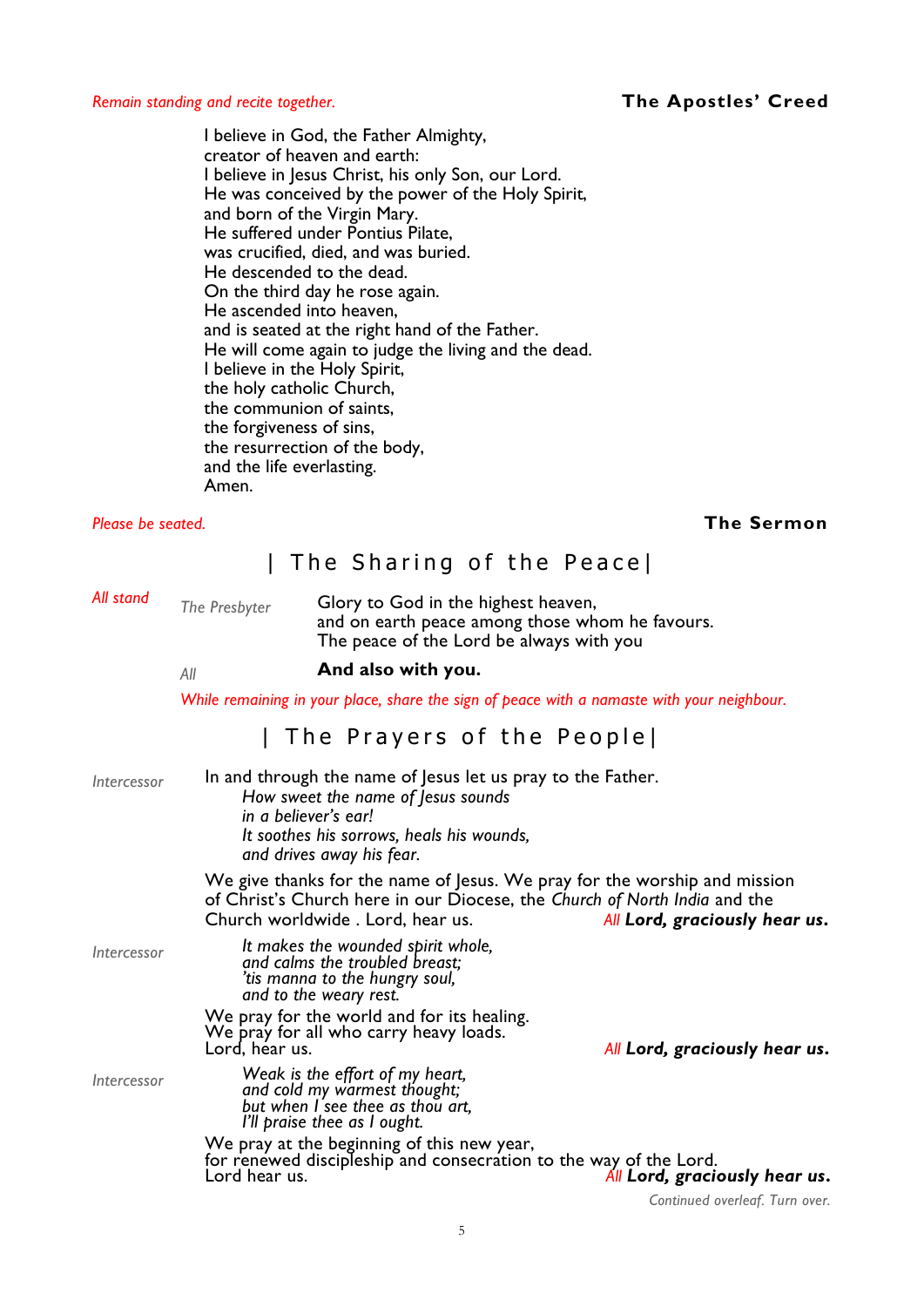*Remain standing and recite together.*

**The Apostles' Creed**

I believe in God, the Father Almighty,
creator of heaven and earth:
I believe in Jesus Christ, his only Son, our Lord.
He was conceived by the power of the Holy Spirit,
and born of the Virgin Mary.
He suffered under Pontius Pilate,
was crucified, died, and was buried.
He descended to the dead.
On the third day he rose again.
He ascended into heaven,
and is seated at the right hand of the Father.
He will come again to judge the living and the dead.
I believe in the Holy Spirit,
the holy catholic Church,
the communion of saints,
the forgiveness of sins,
the resurrection of the body,
and the life everlasting.
Amen.

*Please be seated.*

**The Sermon**

## | The Sharing of the Peace |

*All stand*

*The Presbyter* Glory to God in the highest heaven,
and on earth peace among those whom he favours.
The peace of the Lord be always with you

*All* **And also with you.**

*While remaining in your place, share the sign of peace with a namaste with your neighbour.*

## | The Prayers of the People |

*Intercessor* In and through the name of Jesus let us pray to the Father.

*How sweet the name of Jesus sounds*
*in a believer's ear!*
*It soothes his sorrows, heals his wounds,*
*and drives away his fear.*

We give thanks for the name of Jesus. We pray for the worship and mission of Christ's Church here in our Diocese, the *Church of North India* and the Church worldwide . Lord, hear us.
*All* ***Lord, graciously hear us.***

*Intercessor*

*It makes the wounded spirit whole,*
*and calms the troubled breast;*
*'tis manna to the hungry soul,*
*and to the weary rest.*

We pray for the world and for its healing.
We pray for all who carry heavy loads.
Lord, hear us.
*All* ***Lord, graciously hear us.***

*Intercessor*

*Weak is the effort of my heart,*
*and cold my warmest thought;*
*but when I see thee as thou art,*
*I'll praise thee as I ought.*

We pray at the beginning of this new year,
for renewed discipleship and consecration to the way of the Lord.
Lord hear us.
*All* ***Lord, graciously hear us.***

*Continued overleaf. Turn over.*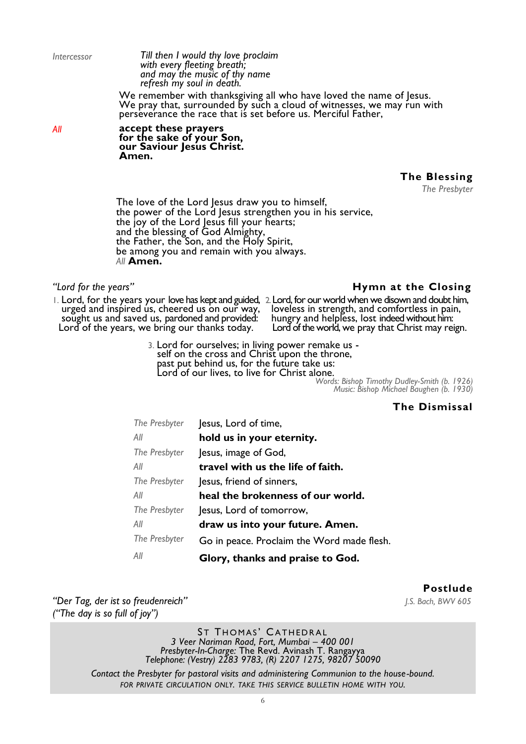*Intercessor*

*Till then I would thy love proclaim*
*with every fleeting breath;*
*and may the music of thy name*
*refresh my soul in death.*

We remember with thanksgiving all who have loved the name of Jesus. We pray that, surrounded by such a cloud of witnesses, we may run with perseverance the race that is set before us. Merciful Father,

*All* **accept these prayers**
**for the sake of your Son,**
**our Saviour Jesus Christ.**
**Amen.**

## The Blessing

*The Presbyter*

The love of the Lord Jesus draw you to himself,
the power of the Lord Jesus strengthen you in his service,
the joy of the Lord Jesus fill your hearts;
and the blessing of God Almighty,
the Father, the Son, and the Holy Spirit,
be among you and remain with you always.
*All* **Amen.**

## Hymn at the Closing

*"Lord for the years"*

1. Lord, for the years your love has kept and guided,
urged and inspired us, cheered us on our way,
sought us and saved us, pardoned and provided:
Lord of the years, we bring our thanks today.

2. Lord, for our world when we disown and doubt him,
loveless in strength, and comfortless in pain,
hungry and helpless, lost indeed without him:
Lord of the world, we pray that Christ may reign.

3. Lord for ourselves; in living power remake us -
self on the cross and Christ upon the throne,
past put behind us, for the future take us:
Lord of our lives, to live for Christ alone.

*Words: Bishop Timothy Dudley-Smith (b. 1926)*
*Music: Bishop Michael Baughen (b. 1930)*

## The Dismissal

| | |
|---|---|
| *The Presbyter* | Jesus, Lord of time, |
| *All* | **hold us in your eternity.** |
| *The Presbyter* | Jesus, image of God, |
| *All* | **travel with us the life of faith.** |
| *The Presbyter* | Jesus, friend of sinners, |
| *All* | **heal the brokenness of our world.** |
| *The Presbyter* | Jesus, Lord of tomorrow, |
| *All* | **draw us into your future. Amen.** |
| *The Presbyter* | Go in peace. Proclaim the Word made flesh. |
| *All* | **Glory, thanks and praise to God.** |

## Postlude

*"Der Tag, der ist so freudenreich"*
*("The day is so full of joy")*

*J.S. Bach, BWV 605*

St Thomas' Cathedral
*3 Veer Nariman Road, Fort, Mumbai – 400 001*
*Presbyter-In-Charge:* The Revd. Avinash T. Rangayya
*Telephone: (Vestry) 2283 9783, (R) 2207 1275, 98207 50090*

*Contact the Presbyter for pastoral visits and administering Communion to the house-bound.*
*FOR PRIVATE CIRCULATION ONLY. TAKE THIS SERVICE BULLETIN HOME WITH YOU.*